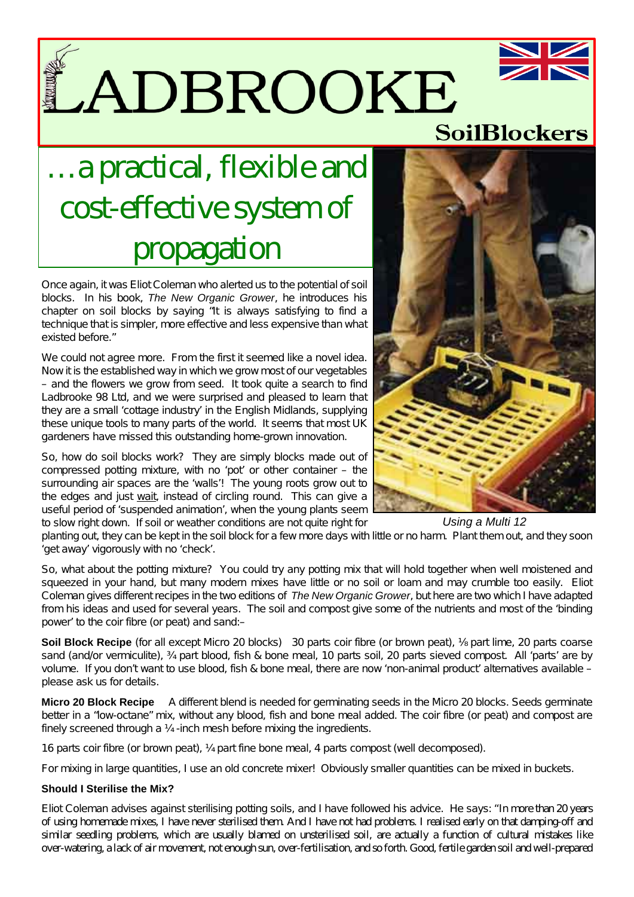# LADBROOKE

**SoilBlockers**

## …a practical, flexible and cost-effective system of propagation

Once again, it was Eliot Coleman who alerted us to the potential of soil blocks. In his book, *The New Organic Grower*, he introduces his chapter on soil blocks by saying "It is always satisfying to find a technique that is simpler, more effective and less expensive than what existed before."

We could not agree more. From the first it seemed like a novel idea. Now it is the established way in which we grow most of our vegetables – and the flowers we grow from seed. It took quite a search to find Ladbrooke 98 Ltd, and we were surprised and pleased to learn that they are a small 'cottage industry' in the English Midlands, supplying these unique tools to many parts of the world. It seems that most UK gardeners have missed this outstanding home-grown innovation.

So, how do soil blocks work? They are simply blocks made out of compressed potting mixture, with no 'pot' or other container – the surrounding air spaces are the 'walls'! The young roots grow out to the edges and just wait, instead of circling round. This can give a useful period of 'suspended animation', when the young plants seem to slow right down. If soil or weather conditions are not quite right for planting out, they can be kept in the soil block for a few more days with little or no harm. Plant them out, and they soon 'get away' vigorously with no 'check'.

*Using a Multi 12*

So, what about the potting mixture? You could try any potting mix that will hold together when well moistened and squeezed in your hand, but many modern mixes have little or no soil or loam and may crumble too easily. Eliot Coleman gives different recipes in the two editions of *The New Organic Grower*, but here are two which I have adapted from his ideas and used for several years. The soil and compost give some of the nutrients and most of the 'binding power' to the coir fibre (or peat) and sand:–

**Soil Block Recipe** (for all except Micro 20 blocks) 30 parts coir fibre (or brown peat), ⅛ part lime, 20 parts coarse sand (and/or vermiculite), ¾ part blood, fish & bone meal, 10 parts soil, 20 parts sieved compost. All 'parts' are by volume. If you don't want to use blood, fish & bone meal, there are now 'non-animal product' alternatives available – please ask us for details.

**Micro 20 Block Recipe** A different blend is needed for germinating seeds in the Micro 20 blocks. Seeds germinate better in a "low-octane" mix, without any blood, fish and bone meal added. The coir fibre (or peat) and compost are finely screened through a ¼-inch mesh before mixing the ingredients.

16 parts coir fibre (or brown peat), ¼ part fine bone meal, 4 parts compost (well decomposed).

For mixing in large quantities, I use an old concrete mixer! Obviously smaller quantities can be mixed in buckets.

### Should I Sterilise the Mix?

Eliot Coleman advises against sterilising potting soils, and I have followed his advice. He says: "In more than 20 years of using homemade mixes, I have never sterilised them. And I have not had problems. I realised early on that damping-off and similar seedling problems, which are usually blamed on unsterilised soil, are actually a function of cultural mistakes like over-watering, a lack of air movement, not enough sun, over-fertilisation, and so forth. Good, fertile garden soil and well-prepared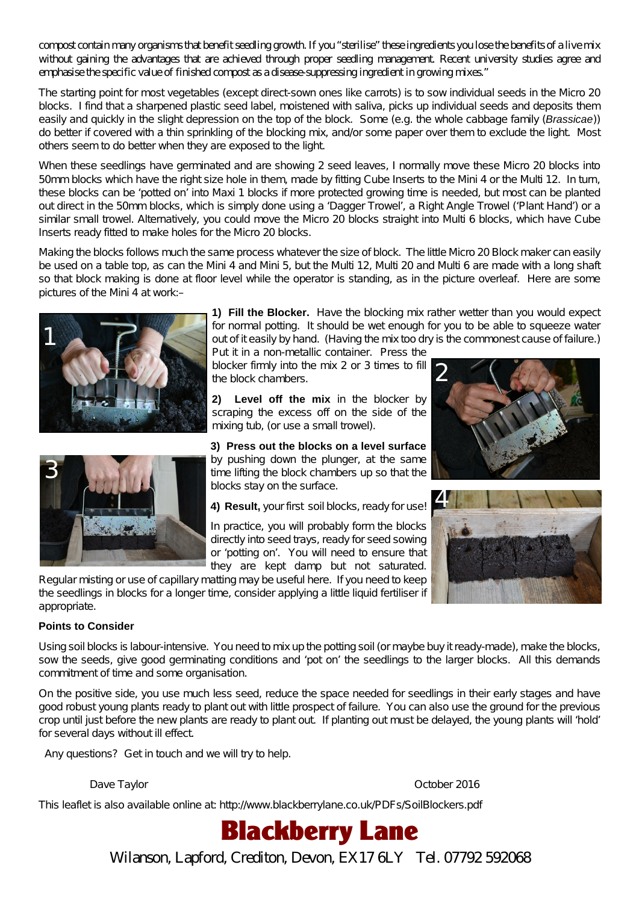compost contain many organisms that benefit seedling growth. If you "sterilise" these ingredients you lose the benefits of a live mix without gaining the advantages that are achieved through proper seedling management. Recent university studies agree and emphasise the specific value of finished compost as a disease-suppressing ingredient in growing mixes."

The starting point for most vegetables (except direct-sown ones like carrots) is to sow individual seeds in the Micro 20 blocks. I find that a sharpened plastic seed label, moistened with saliva, picks up individual seeds and deposits them easily and quickly in the slight depression on the top of the block. Some (e.g. the whole cabbage family (*Brassicae*)) do better if covered with a thin sprinkling of the blocking mix, and/or some paper over them to exclude the light. Most others seem to do better when they are exposed to the light.

When these seedlings have germinated and are showing 2 seed leaves, I normally move these Micro 20 blocks into 50mm blocks which have the right size hole in them, made by fitting Cube Inserts to the Mini 4 or the Multi 12. In turn, these blocks can be 'potted on' into Maxi 1 blocks if more protected growing time is needed, but most can be planted out direct in the 50mm blocks, which is simply done using a 'Dagger Trowel', a Right Angle Trowel ('Plant Hand') or a similar small trowel. Alternatively, you could move the Micro 20 blocks straight into Multi 6 blocks, which have Cube Inserts ready fitted to make holes for the Micro 20 blocks.

Making the blocks follows much the same process whatever the size of block. The little Micro 20 Block maker can easily be used on a table top, as can the Mini 4 and Mini 5, but the Multi 12, Multi 20 and Multi 6 are made with a long shaft so that block making is done at floor level while the operator is standing, as in the picture overleaf. Here are some pictures of the Mini 4 at work:–

**1) Fill the Blocker.** Have the blocking mix rather wetter than you would expect for normal potting. It should be wet enough for you to be able to squeeze water out of it easily by hand. (Having the mix too dry is the commonest cause of failure.) Put it in a non-metallic container. Press the blocker firmly into the mix 2 or 3 times to fill the block chambers.

**2) Level off the mix** in the blocker by scraping the excess off on the side of the mixing tub, (or use a small trowel).

**3) Press out the blocks on a level surface** by pushing down the plunger, at the same time lifting the block chambers up so that the blocks stay on the surface.

**4) Result,** your first soil blocks, ready for use!

In practice, you will probably form the blocks directly into seed trays, ready for seed sowing or 'potting on'. You will need to ensure that they are kept damp but not saturated. Regular misting or use of capillary matting may be useful here. If you need to keep the seedlings in blocks for a longer time, consider applying a little liquid fertiliser if appropriate.

**Points to Consider**

Using soil blocks is labour-intensive. You need to mix up the potting soil (or maybe buy it ready-made), make the blocks, sow the seeds, give good germinating conditions and 'pot on' the seedlings to the larger blocks. All this demands commitment of time and some organisation.

On the positive side, you use much less seed, reduce the space needed for seedlings in their early stages and have good robust young plants ready to plant out with little prospect of failure. You can also use the ground for the previous crop until just before the new plants are ready to plant out. If planting out must be delayed, the young plants will 'hold' for several days without ill effect.

Any questions? Get in touch and we will try to help.

Dave Taylor — October 2016

This leaflet is also available online at: http://www.blackberrylane.co.uk/PDFs/SoilBlockers.pdf

# Blackberry Lane

Wilanson, Lapford, Crediton, Devon, EX17 6LY Tel. 07792 592068